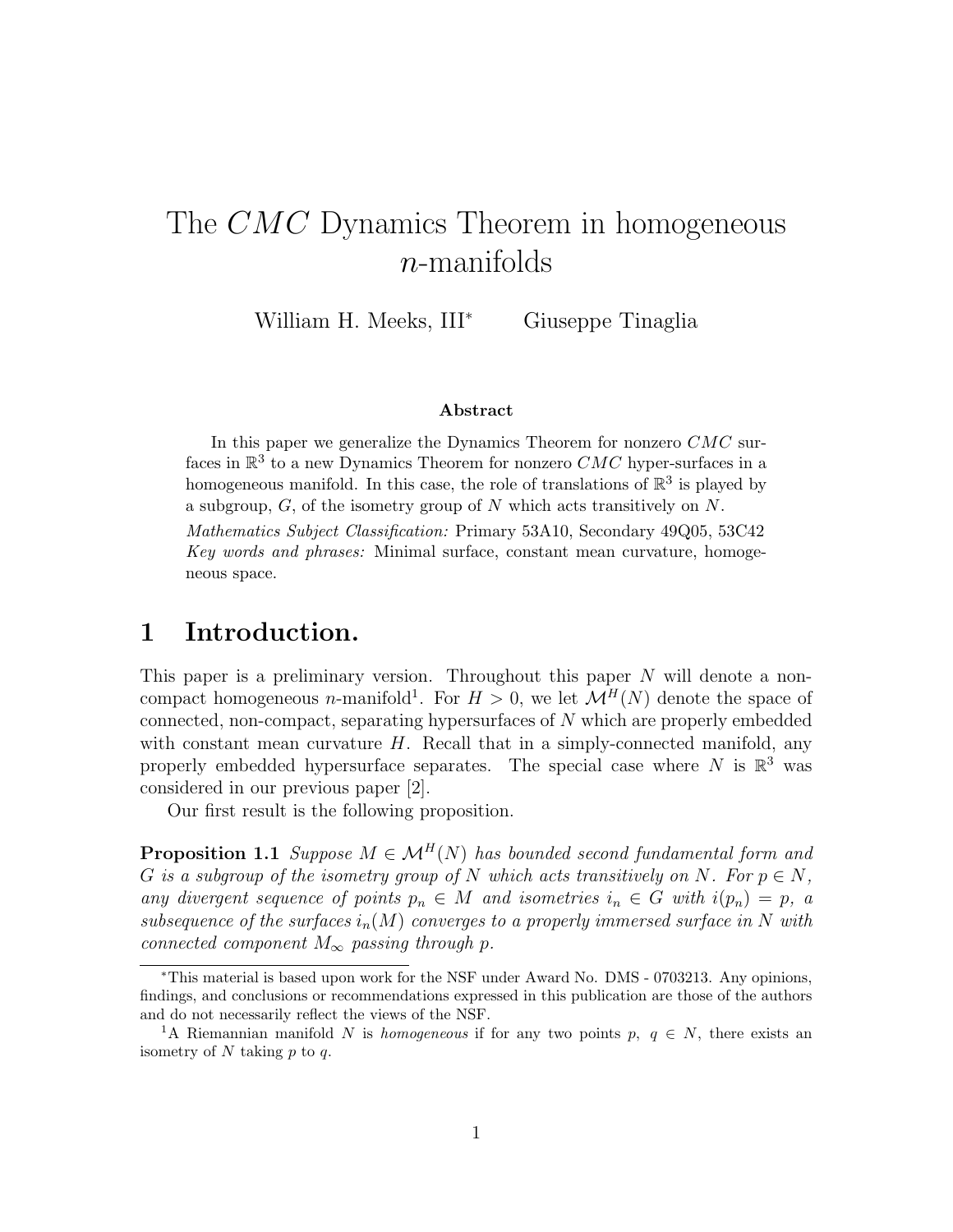# The $CMC$ Dynamics Theorem in homogeneous $n$-manifolds

William H. Meeks, III* Giuseppe Tinaglia

### Abstract

In this paper we generalize the Dynamics Theorem for nonzero $CMC$ surfaces in $\mathbb{R}^3$ to a new Dynamics Theorem for nonzero $CMC$ hyper-surfaces in a homogeneous manifold. In this case, the role of translations of $\mathbb{R}^3$ is played by a subgroup, $G$, of the isometry group of $N$ which acts transitively on $N$.

*Mathematics Subject Classification:* Primary 53A10, Secondary 49Q05, 53C42
*Key words and phrases:* Minimal surface, constant mean curvature, homogeneous space.

## 1 Introduction.

This paper is a preliminary version. Throughout this paper $N$ will denote a non-compact homogeneous $n$-manifold[1]. For $H > 0$, we let $\mathcal{M}^H(N)$ denote the space of connected, non-compact, separating hypersurfaces of $N$ which are properly embedded with constant mean curvature $H$. Recall that in a simply-connected manifold, any properly embedded hypersurface separates. The special case where $N$ is $\mathbb{R}^3$ was considered in our previous paper [2].

Our first result is the following proposition.

**Proposition 1.1** *Suppose $M \in \mathcal{M}^H(N)$ has bounded second fundamental form and $G$ is a subgroup of the isometry group of $N$ which acts transitively on $N$. For $p \in N$, any divergent sequence of points $p_n \in M$ and isometries $i_n \in G$ with $i(p_n) = p$, a subsequence of the surfaces $i_n(M)$ converges to a properly immersed surface in $N$ with connected component $M_\infty$ passing through $p$.*

---

*This material is based upon work for the NSF under Award No. DMS - 0703213. Any opinions, findings, and conclusions or recommendations expressed in this publication are those of the authors and do not necessarily reflect the views of the NSF.

[1] A Riemannian manifold $N$ is *homogeneous* if for any two points $p$, $q \in N$, there exists an isometry of $N$ taking $p$ to $q$.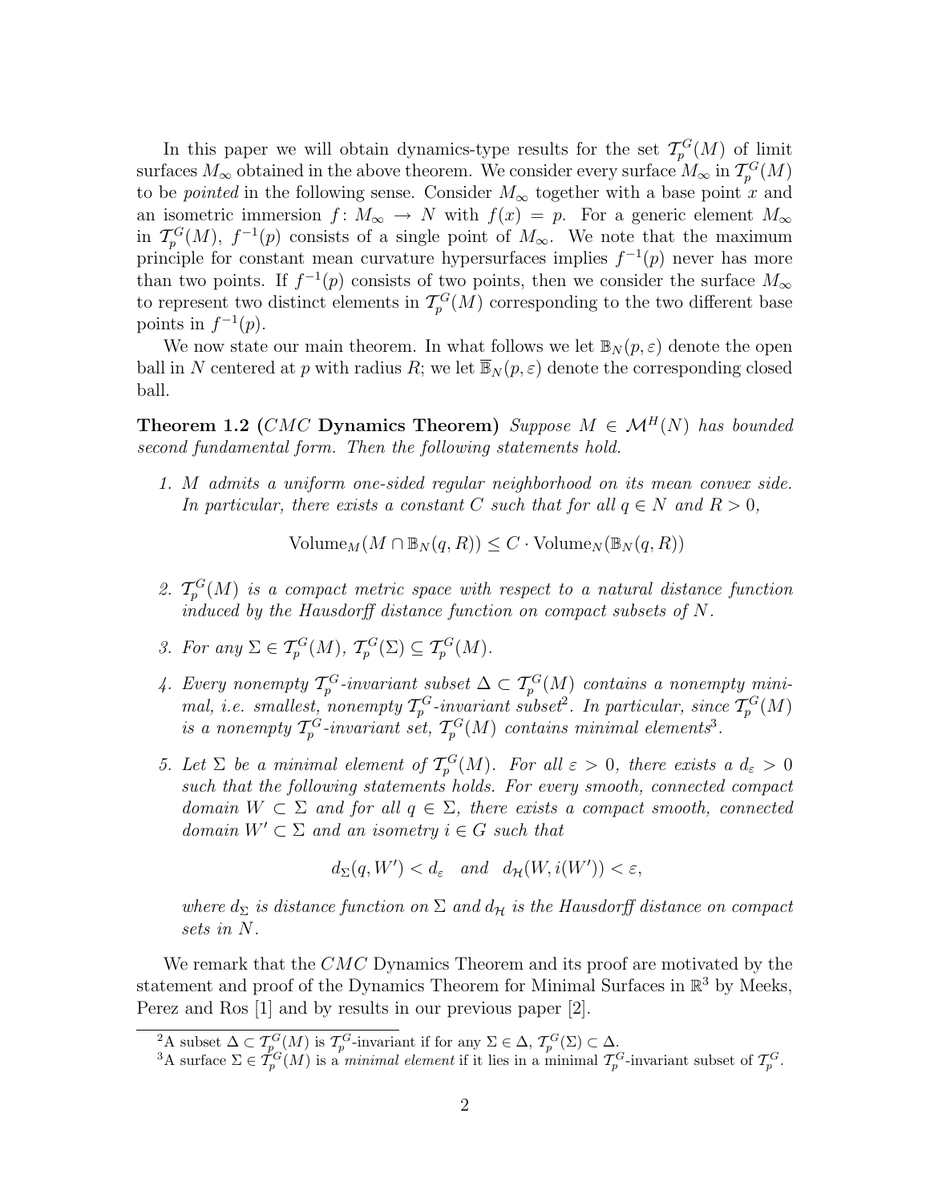In this paper we will obtain dynamics-type results for the set $\mathcal{T}_p^G(M)$ of limit surfaces $M_\infty$ obtained in the above theorem. We consider every surface $M_\infty$ in $\mathcal{T}_p^G(M)$ to be *pointed* in the following sense. Consider $M_\infty$ together with a base point $x$ and an isometric immersion $f\colon M_\infty \to N$ with $f(x) = p$. For a generic element $M_\infty$ in $\mathcal{T}_p^G(M)$, $f^{-1}(p)$ consists of a single point of $M_\infty$. We note that the maximum principle for constant mean curvature hypersurfaces implies $f^{-1}(p)$ never has more than two points. If $f^{-1}(p)$ consists of two points, then we consider the surface $M_\infty$ to represent two distinct elements in $\mathcal{T}_p^G(M)$ corresponding to the two different base points in $f^{-1}(p)$.

We now state our main theorem. In what follows we let $\mathbb{B}_N(p,\varepsilon)$ denote the open ball in $N$ centered at $p$ with radius $R$; we let $\overline{\mathbb{B}}_N(p,\varepsilon)$ denote the corresponding closed ball.

**Theorem 1.2 (*CMC* Dynamics Theorem)** *Suppose $M \in \mathcal{M}^H(N)$ has bounded second fundamental form. Then the following statements hold.*

1. *$M$ admits a uniform one-sided regular neighborhood on its mean convex side. In particular, there exists a constant $C$ such that for all $q \in N$ and $R > 0$,*

$$\mathrm{Volume}_M(M \cap \mathbb{B}_N(q,R)) \leq C \cdot \mathrm{Volume}_N(\mathbb{B}_N(q,R))$$

2. *$\mathcal{T}_p^G(M)$ is a compact metric space with respect to a natural distance function induced by the Hausdorff distance function on compact subsets of $N$.*

3. *For any $\Sigma \in \mathcal{T}_p^G(M)$, $\mathcal{T}_p^G(\Sigma) \subseteq \mathcal{T}_p^G(M)$.*

4. *Every nonempty $\mathcal{T}_p^G$-invariant subset $\Delta \subset \mathcal{T}_p^G(M)$ contains a nonempty minimal, i.e. smallest, nonempty $\mathcal{T}_p^G$-invariant subset[2]. In particular, since $\mathcal{T}_p^G(M)$ is a nonempty $\mathcal{T}_p^G$-invariant set, $\mathcal{T}_p^G(M)$ contains minimal elements[3].*

5. *Let $\Sigma$ be a minimal element of $\mathcal{T}_p^G(M)$. For all $\varepsilon > 0$, there exists a $d_\varepsilon > 0$ such that the following statements holds. For every smooth, connected compact domain $W \subset \Sigma$ and for all $q \in \Sigma$, there exists a compact smooth, connected domain $W' \subset \Sigma$ and an isometry $i \in G$ such that*

$$d_\Sigma(q, W') < d_\varepsilon \quad \text{and} \quad d_{\mathcal{H}}(W, i(W')) < \varepsilon,$$

*where $d_\Sigma$ is distance function on $\Sigma$ and $d_{\mathcal{H}}$ is the Hausdorff distance on compact sets in $N$.*

We remark that the *CMC* Dynamics Theorem and its proof are motivated by the statement and proof of the Dynamics Theorem for Minimal Surfaces in $\mathbb{R}^3$ by Meeks, Perez and Ros [1] and by results in our previous paper [2].

---

[2] A subset $\Delta \subset \mathcal{T}_p^G(M)$ is $\mathcal{T}_p^G$-invariant if for any $\Sigma \in \Delta$, $\mathcal{T}_p^G(\Sigma) \subset \Delta$.

[3] A surface $\Sigma \in \mathcal{T}_p^G(M)$ is a *minimal element* if it lies in a minimal $\mathcal{T}_p^G$-invariant subset of $\mathcal{T}_p^G$.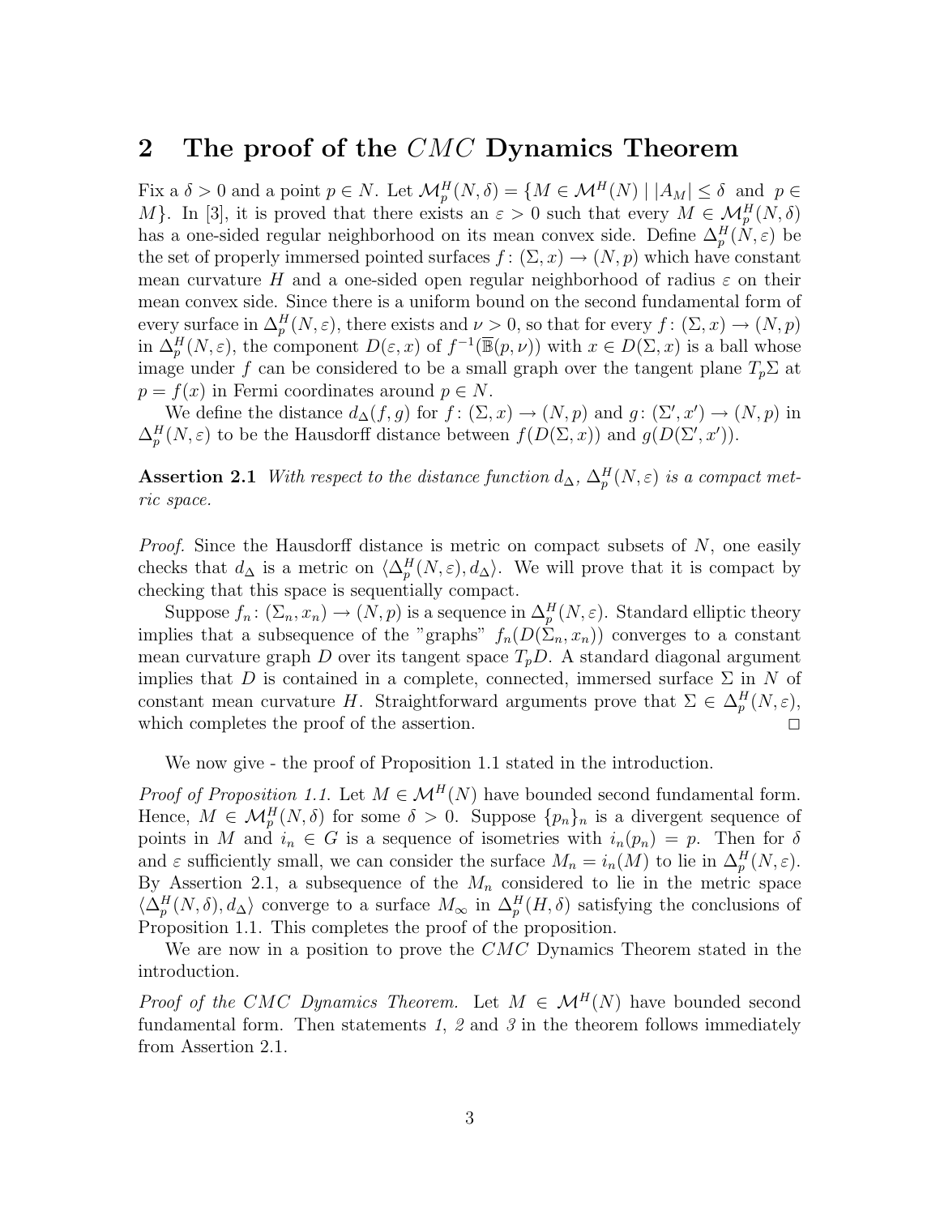## 2 The proof of the $CMC$ Dynamics Theorem

Fix a $\delta > 0$ and a point $p \in N$. Let $\mathcal{M}^H_p(N,\delta) = \{M \in \mathcal{M}^H(N) \mid |A_M| \leq \delta$ and $p \in M\}$. In [3], it is proved that there exists an $\varepsilon > 0$ such that every $M \in \mathcal{M}^H_p(N,\delta)$ has a one-sided regular neighborhood on its mean convex side. Define $\Delta^H_p(N,\varepsilon)$ be the set of properly immersed pointed surfaces $f\colon (\Sigma, x) \to (N,p)$ which have constant mean curvature $H$ and a one-sided open regular neighborhood of radius $\varepsilon$ on their mean convex side. Since there is a uniform bound on the second fundamental form of every surface in $\Delta^H_p(N,\varepsilon)$, there exists and $\nu > 0$, so that for every $f\colon (\Sigma, x) \to (N,p)$ in $\Delta^H_p(N,\varepsilon)$, the component $D(\varepsilon, x)$ of $f^{-1}(\overline{\mathbb{B}}(p,\nu))$ with $x \in D(\Sigma, x)$ is a ball whose image under $f$ can be considered to be a small graph over the tangent plane $T_p\Sigma$ at $p = f(x)$ in Fermi coordinates around $p \in N$.

We define the distance $d_\Delta(f,g)$ for $f\colon (\Sigma,x) \to (N,p)$ and $g\colon (\Sigma', x') \to (N,p)$ in $\Delta^H_p(N,\varepsilon)$ to be the Hausdorff distance between $f(D(\Sigma,x))$ and $g(D(\Sigma',x'))$.

**Assertion 2.1** *With respect to the distance function $d_\Delta$, $\Delta^H_p(N,\varepsilon)$ is a compact metric space.*

*Proof.* Since the Hausdorff distance is metric on compact subsets of $N$, one easily checks that $d_\Delta$ is a metric on $\langle \Delta^H_p(N,\varepsilon), d_\Delta\rangle$. We will prove that it is compact by checking that this space is sequentially compact.

Suppose $f_n\colon (\Sigma_n, x_n) \to (N,p)$ is a sequence in $\Delta^H_p(N,\varepsilon)$. Standard elliptic theory implies that a subsequence of the "graphs" $f_n(D(\Sigma_n, x_n))$ converges to a constant mean curvature graph $D$ over its tangent space $T_pD$. A standard diagonal argument implies that $D$ is contained in a complete, connected, immersed surface $\Sigma$ in $N$ of constant mean curvature $H$. Straightforward arguments prove that $\Sigma \in \Delta^H_p(N,\varepsilon)$, which completes the proof of the assertion. □

We now give - the proof of Proposition 1.1 stated in the introduction.

*Proof of Proposition 1.1.* Let $M \in \mathcal{M}^H(N)$ have bounded second fundamental form. Hence, $M \in \mathcal{M}^H_p(N,\delta)$ for some $\delta > 0$. Suppose $\{p_n\}_n$ is a divergent sequence of points in $M$ and $i_n \in G$ is a sequence of isometries with $i_n(p_n) = p$. Then for $\delta$ and $\varepsilon$ sufficiently small, we can consider the surface $M_n = i_n(M)$ to lie in $\Delta^H_p(N,\varepsilon)$. By Assertion 2.1, a subsequence of the $M_n$ considered to lie in the metric space $\langle \Delta^H_p(N,\delta), d_\Delta\rangle$ converge to a surface $M_\infty$ in $\Delta^H_p(H,\delta)$ satisfying the conclusions of Proposition 1.1. This completes the proof of the proposition.

We are now in a position to prove the $CMC$ Dynamics Theorem stated in the introduction.

*Proof of the CMC Dynamics Theorem.* Let $M \in \mathcal{M}^H(N)$ have bounded second fundamental form. Then statements *1*, *2* and *3* in the theorem follows immediately from Assertion 2.1.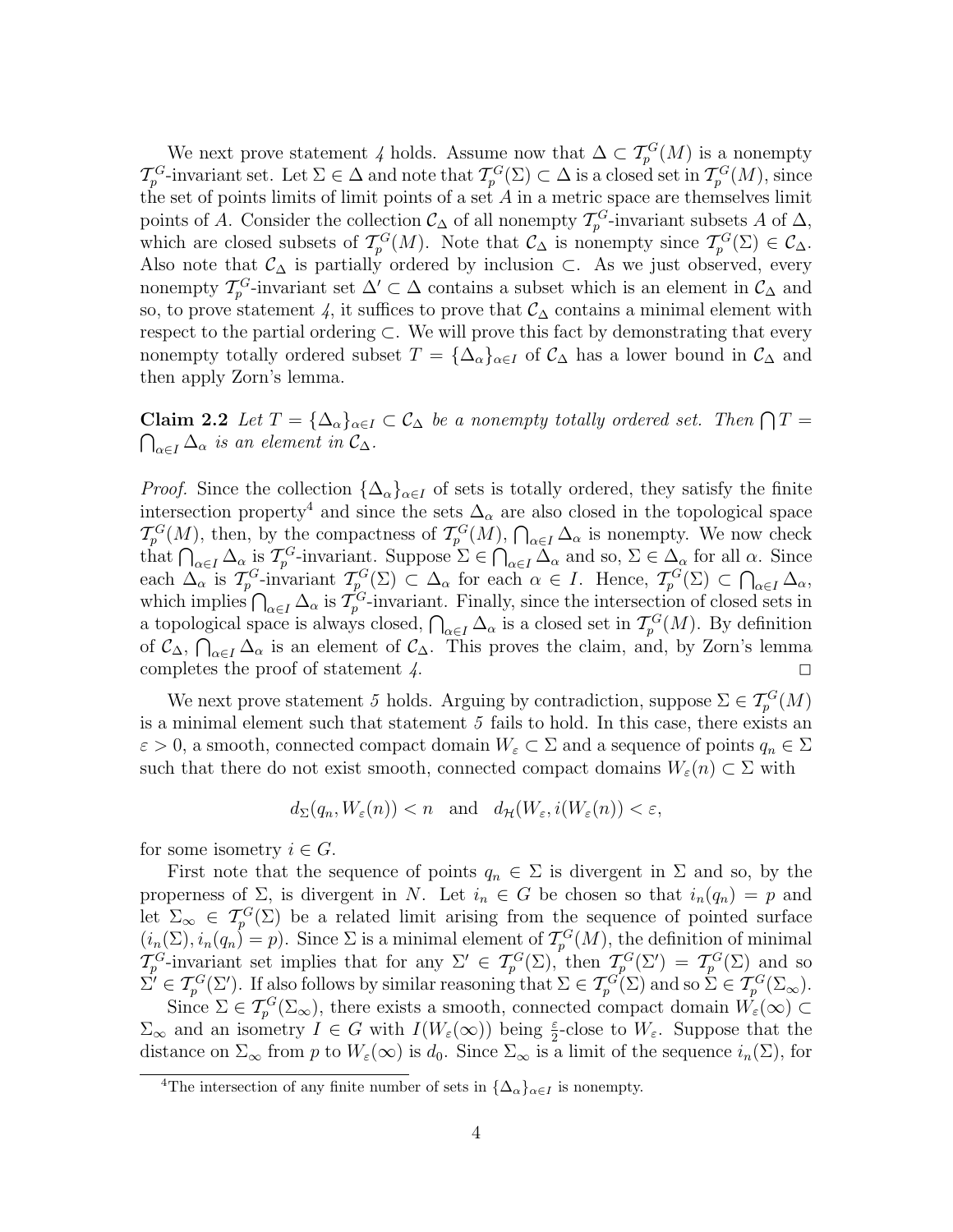We next prove statement *4* holds. Assume now that $\Delta \subset \mathcal{T}_p^G(M)$ is a nonempty $\mathcal{T}_p^G$-invariant set. Let $\Sigma \in \Delta$ and note that $\mathcal{T}_p^G(\Sigma) \subset \Delta$ is a closed set in $\mathcal{T}_p^G(M)$, since the set of points limits of limit points of a set $A$ in a metric space are themselves limit points of $A$. Consider the collection $\mathcal{C}_\Delta$ of all nonempty $\mathcal{T}_p^G$-invariant subsets $A$ of $\Delta$, which are closed subsets of $\mathcal{T}_p^G(M)$. Note that $\mathcal{C}_\Delta$ is nonempty since $\mathcal{T}_p^G(\Sigma) \in \mathcal{C}_\Delta$. Also note that $\mathcal{C}_\Delta$ is partially ordered by inclusion $\subset$. As we just observed, every nonempty $\mathcal{T}_p^G$-invariant set $\Delta' \subset \Delta$ contains a subset which is an element in $\mathcal{C}_\Delta$ and so, to prove statement *4*, it suffices to prove that $\mathcal{C}_\Delta$ contains a minimal element with respect to the partial ordering $\subset$. We will prove this fact by demonstrating that every nonempty totally ordered subset $T = \{\Delta_\alpha\}_{\alpha \in I}$ of $\mathcal{C}_\Delta$ has a lower bound in $\mathcal{C}_\Delta$ and then apply Zorn's lemma.

**Claim 2.2** *Let $T = \{\Delta_\alpha\}_{\alpha \in I} \subset \mathcal{C}_\Delta$ be a nonempty totally ordered set. Then $\bigcap T = \bigcap_{\alpha \in I} \Delta_\alpha$ is an element in $\mathcal{C}_\Delta$.*

*Proof.* Since the collection $\{\Delta_\alpha\}_{\alpha \in I}$ of sets is totally ordered, they satisfy the finite intersection property[4] and since the sets $\Delta_\alpha$ are also closed in the topological space $\mathcal{T}_p^G(M)$, then, by the compactness of $\mathcal{T}_p^G(M)$, $\bigcap_{\alpha \in I} \Delta_\alpha$ is nonempty. We now check that $\bigcap_{\alpha \in I} \Delta_\alpha$ is $\mathcal{T}_p^G$-invariant. Suppose $\Sigma \in \bigcap_{\alpha \in I} \Delta_\alpha$ and so, $\Sigma \in \Delta_\alpha$ for all $\alpha$. Since each $\Delta_\alpha$ is $\mathcal{T}_p^G$-invariant $\mathcal{T}_p^G(\Sigma) \subset \Delta_\alpha$ for each $\alpha \in I$. Hence, $\mathcal{T}_p^G(\Sigma) \subset \bigcap_{\alpha \in I} \Delta_\alpha$, which implies $\bigcap_{\alpha \in I} \Delta_\alpha$ is $\mathcal{T}_p^G$-invariant. Finally, since the intersection of closed sets in a topological space is always closed, $\bigcap_{\alpha \in I} \Delta_\alpha$ is a closed set in $\mathcal{T}_p^G(M)$. By definition of $\mathcal{C}_\Delta$, $\bigcap_{\alpha \in I} \Delta_\alpha$ is an element of $\mathcal{C}_\Delta$. This proves the claim, and, by Zorn's lemma completes the proof of statement *4*. $\square$

We next prove statement *5* holds. Arguing by contradiction, suppose $\Sigma \in \mathcal{T}_p^G(M)$ is a minimal element such that statement *5* fails to hold. In this case, there exists an $\varepsilon > 0$, a smooth, connected compact domain $W_\varepsilon \subset \Sigma$ and a sequence of points $q_n \in \Sigma$ such that there do not exist smooth, connected compact domains $W_\varepsilon(n) \subset \Sigma$ with

$$d_\Sigma(q_n, W_\varepsilon(n)) < n \quad \text{and} \quad d_{\mathcal{H}}(W_\varepsilon, i(W_\varepsilon(n)) < \varepsilon,$$

for some isometry $i \in G$.

First note that the sequence of points $q_n \in \Sigma$ is divergent in $\Sigma$ and so, by the properness of $\Sigma$, is divergent in $N$. Let $i_n \in G$ be chosen so that $i_n(q_n) = p$ and let $\Sigma_\infty \in \mathcal{T}_p^G(\Sigma)$ be a related limit arising from the sequence of pointed surface $(i_n(\Sigma), i_n(q_n) = p)$. Since $\Sigma$ is a minimal element of $\mathcal{T}_p^G(M)$, the definition of minimal $\mathcal{T}_p^G$-invariant set implies that for any $\Sigma' \in \mathcal{T}_p^G(\Sigma)$, then $\mathcal{T}_p^G(\Sigma') = \mathcal{T}_p^G(\Sigma)$ and so $\Sigma' \in \mathcal{T}_p^G(\Sigma')$. If also follows by similar reasoning that $\Sigma \in \mathcal{T}_p^G(\Sigma)$ and so $\Sigma \in \mathcal{T}_p^G(\Sigma_\infty)$.

Since $\Sigma \in \mathcal{T}_p^G(\Sigma_\infty)$, there exists a smooth, connected compact domain $W_\varepsilon(\infty) \subset \Sigma_\infty$ and an isometry $I \in G$ with $I(W_\varepsilon(\infty))$ being $\frac{\varepsilon}{2}$-close to $W_\varepsilon$. Suppose that the distance on $\Sigma_\infty$ from $p$ to $W_\varepsilon(\infty)$ is $d_0$. Since $\Sigma_\infty$ is a limit of the sequence $i_n(\Sigma)$, for

[4] The intersection of any finite number of sets in $\{\Delta_\alpha\}_{\alpha \in I}$ is nonempty.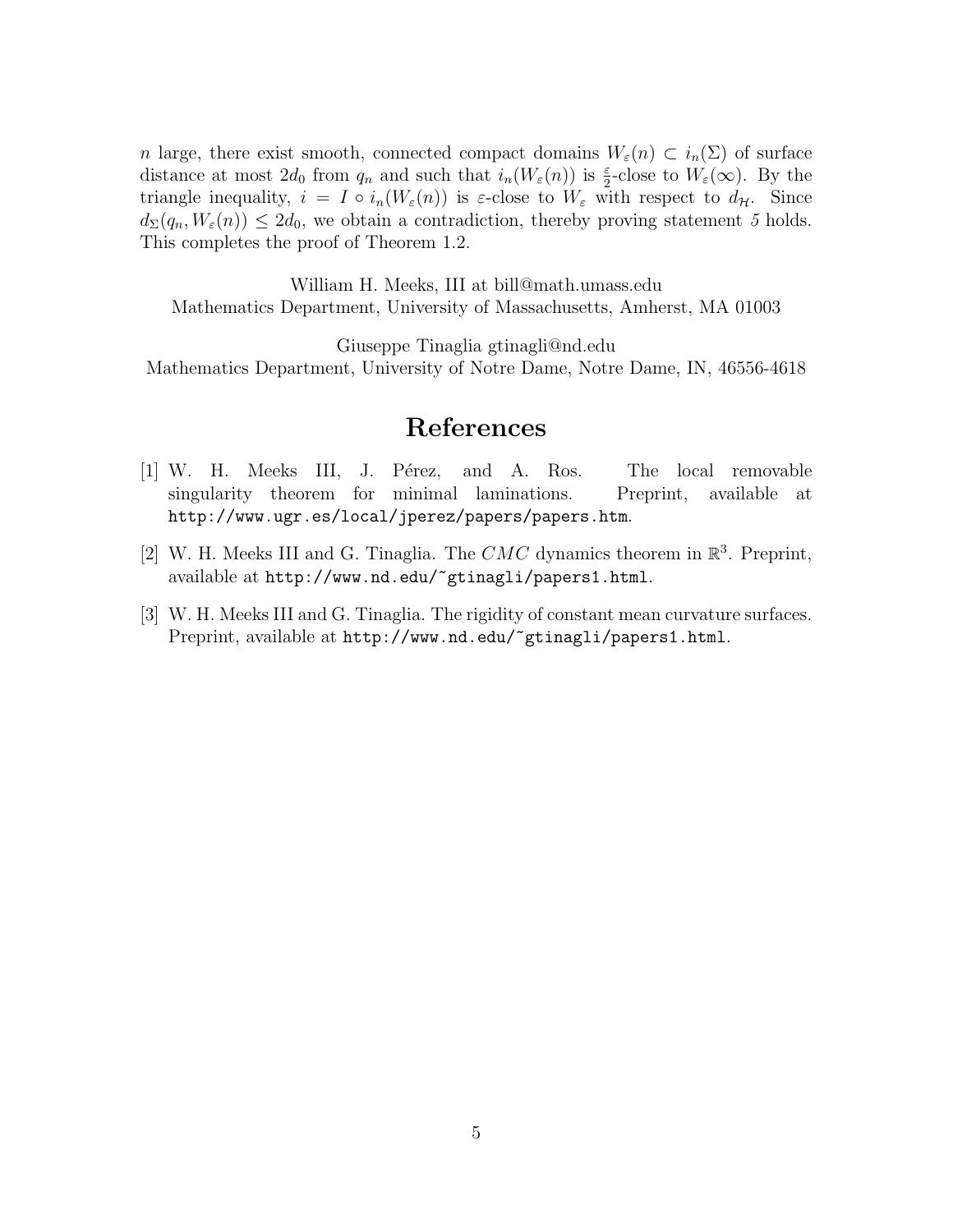$n$ large, there exist smooth, connected compact domains $W_\varepsilon(n) \subset i_n(\Sigma)$ of surface distance at most $2d_0$ from $q_n$ and such that $i_n(W_\varepsilon(n))$ is $\frac{\varepsilon}{2}$-close to $W_\varepsilon(\infty)$. By the triangle inequality, $i = I \circ i_n(W_\varepsilon(n))$ is $\varepsilon$-close to $W_\varepsilon$ with respect to $d_{\mathcal{H}}$. Since $d_\Sigma(q_n, W_\varepsilon(n)) \leq 2d_0$, we obtain a contradiction, thereby proving statement *5* holds. This completes the proof of Theorem 1.2.

William H. Meeks, III at bill@math.umass.edu
Mathematics Department, University of Massachusetts, Amherst, MA 01003

Giuseppe Tinaglia gtinagli@nd.edu
Mathematics Department, University of Notre Dame, Notre Dame, IN, 46556-4618

# References

[1] W. H. Meeks III, J. Pérez, and A. Ros. The local removable singularity theorem for minimal laminations. Preprint, available at `http://www.ugr.es/local/jperez/papers/papers.htm`.

[2] W. H. Meeks III and G. Tinaglia. The $CMC$ dynamics theorem in $\mathbb{R}^3$. Preprint, available at `http://www.nd.edu/~gtinagli/papers1.html`.

[3] W. H. Meeks III and G. Tinaglia. The rigidity of constant mean curvature surfaces. Preprint, available at `http://www.nd.edu/~gtinagli/papers1.html`.